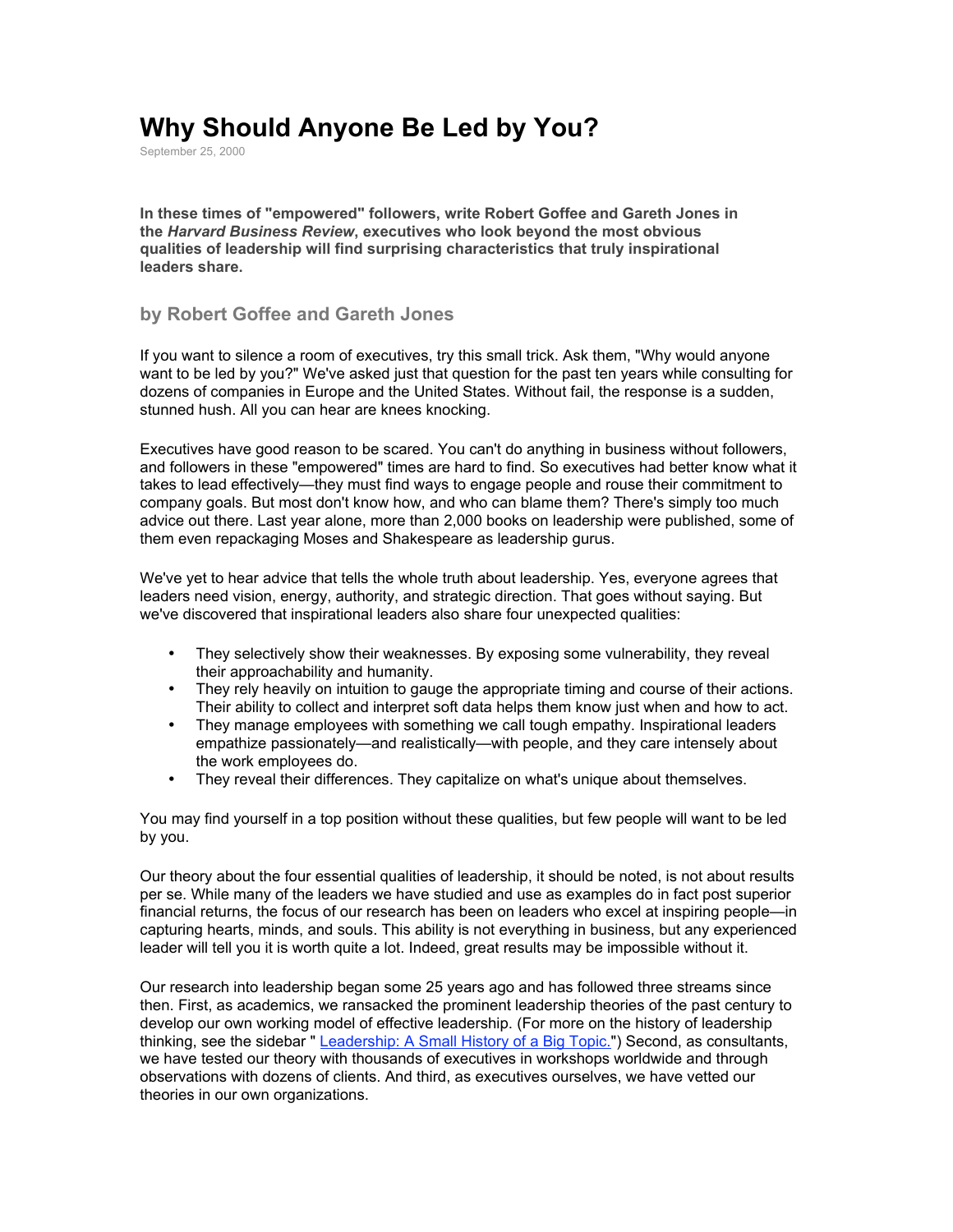# Why Should Anyone Be Led by You?

September 25, 2000

**In these times of "empowered" followers, write Robert Goffee and Gareth Jones in the *Harvard Business Review*, executives who look beyond the most obvious qualities of leadership will find surprising characteristics that truly inspirational leaders share.**

### by Robert Goffee and Gareth Jones

If you want to silence a room of executives, try this small trick. Ask them, "Why would anyone want to be led by you?" We've asked just that question for the past ten years while consulting for dozens of companies in Europe and the United States. Without fail, the response is a sudden, stunned hush. All you can hear are knees knocking.

Executives have good reason to be scared. You can't do anything in business without followers, and followers in these "empowered" times are hard to find. So executives had better know what it takes to lead effectively—they must find ways to engage people and rouse their commitment to company goals. But most don't know how, and who can blame them? There's simply too much advice out there. Last year alone, more than 2,000 books on leadership were published, some of them even repackaging Moses and Shakespeare as leadership gurus.

We've yet to hear advice that tells the whole truth about leadership. Yes, everyone agrees that leaders need vision, energy, authority, and strategic direction. That goes without saying. But we've discovered that inspirational leaders also share four unexpected qualities:

- They selectively show their weaknesses. By exposing some vulnerability, they reveal their approachability and humanity.
- They rely heavily on intuition to gauge the appropriate timing and course of their actions. Their ability to collect and interpret soft data helps them know just when and how to act.
- They manage employees with something we call tough empathy. Inspirational leaders empathize passionately—and realistically—with people, and they care intensely about the work employees do.
- They reveal their differences. They capitalize on what's unique about themselves.

You may find yourself in a top position without these qualities, but few people will want to be led by you.

Our theory about the four essential qualities of leadership, it should be noted, is not about results per se. While many of the leaders we have studied and use as examples do in fact post superior financial returns, the focus of our research has been on leaders who excel at inspiring people—in capturing hearts, minds, and souls. This ability is not everything in business, but any experienced leader will tell you it is worth quite a lot. Indeed, great results may be impossible without it.

Our research into leadership began some 25 years ago and has followed three streams since then. First, as academics, we ransacked the prominent leadership theories of the past century to develop our own working model of effective leadership. (For more on the history of leadership thinking, see the sidebar " Leadership: A Small History of a Big Topic.") Second, as consultants, we have tested our theory with thousands of executives in workshops worldwide and through observations with dozens of clients. And third, as executives ourselves, we have vetted our theories in our own organizations.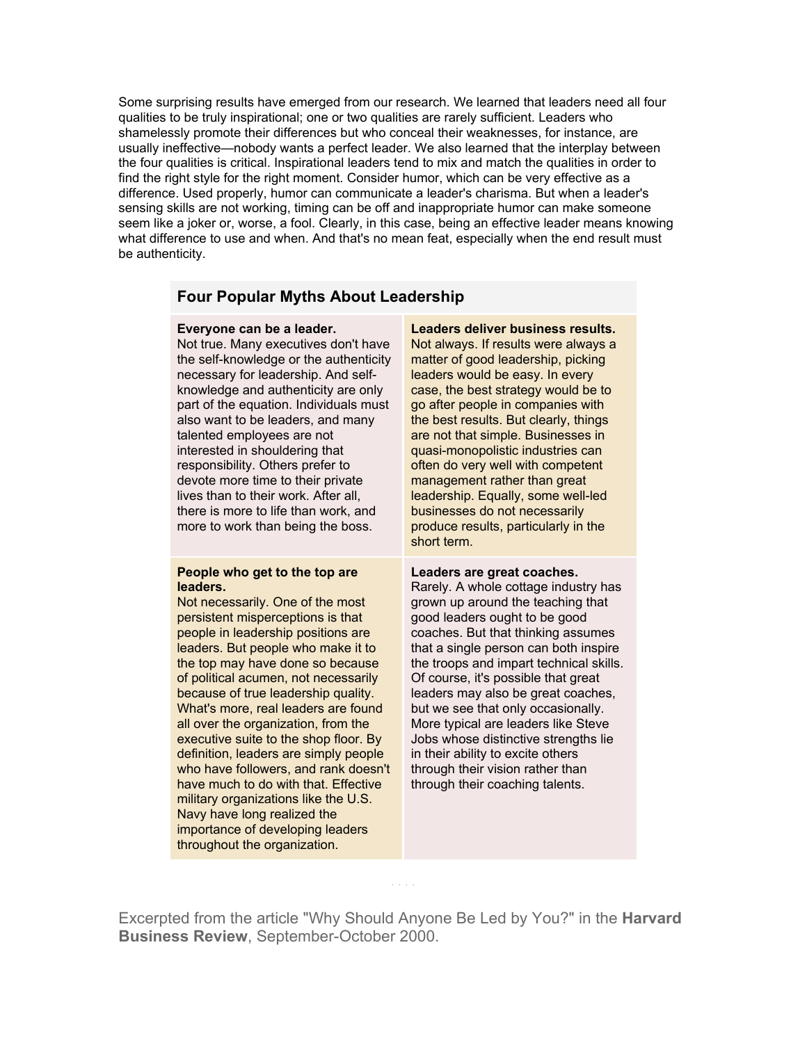Some surprising results have emerged from our research. We learned that leaders need all four qualities to be truly inspirational; one or two qualities are rarely sufficient. Leaders who shamelessly promote their differences but who conceal their weaknesses, for instance, are usually ineffective—nobody wants a perfect leader. We also learned that the interplay between the four qualities is critical. Inspirational leaders tend to mix and match the qualities in order to find the right style for the right moment. Consider humor, which can be very effective as a difference. Used properly, humor can communicate a leader's charisma. But when a leader's sensing skills are not working, timing can be off and inappropriate humor can make someone seem like a joker or, worse, a fool. Clearly, in this case, being an effective leader means knowing what difference to use and when. And that's no mean feat, especially when the end result must be authenticity.

## Four Popular Myths About Leadership

**Everyone can be a leader.**
Not true. Many executives don't have the self-knowledge or the authenticity necessary for leadership. And self-knowledge and authenticity are only part of the equation. Individuals must also want to be leaders, and many talented employees are not interested in shouldering that responsibility. Others prefer to devote more time to their private lives than to their work. After all, there is more to life than work, and more to work than being the boss.

**Leaders deliver business results.**
Not always. If results were always a matter of good leadership, picking leaders would be easy. In every case, the best strategy would be to go after people in companies with the best results. But clearly, things are not that simple. Businesses in quasi-monopolistic industries can often do very well with competent management rather than great leadership. Equally, some well-led businesses do not necessarily produce results, particularly in the short term.

**People who get to the top are leaders.**
Not necessarily. One of the most persistent misperceptions is that people in leadership positions are leaders. But people who make it to the top may have done so because of political acumen, not necessarily because of true leadership quality. What's more, real leaders are found all over the organization, from the executive suite to the shop floor. By definition, leaders are simply people who have followers, and rank doesn't have much to do with that. Effective military organizations like the U.S. Navy have long realized the importance of developing leaders throughout the organization.

**Leaders are great coaches.**
Rarely. A whole cottage industry has grown up around the teaching that good leaders ought to be good coaches. But that thinking assumes that a single person can both inspire the troops and impart technical skills. Of course, it's possible that great leaders may also be great coaches, but we see that only occasionally. More typical are leaders like Steve Jobs whose distinctive strengths lie in their ability to excite others through their vision rather than through their coaching talents.

. . . .

Excerpted from the article "Why Should Anyone Be Led by You?" in the **Harvard Business Review**, September-October 2000.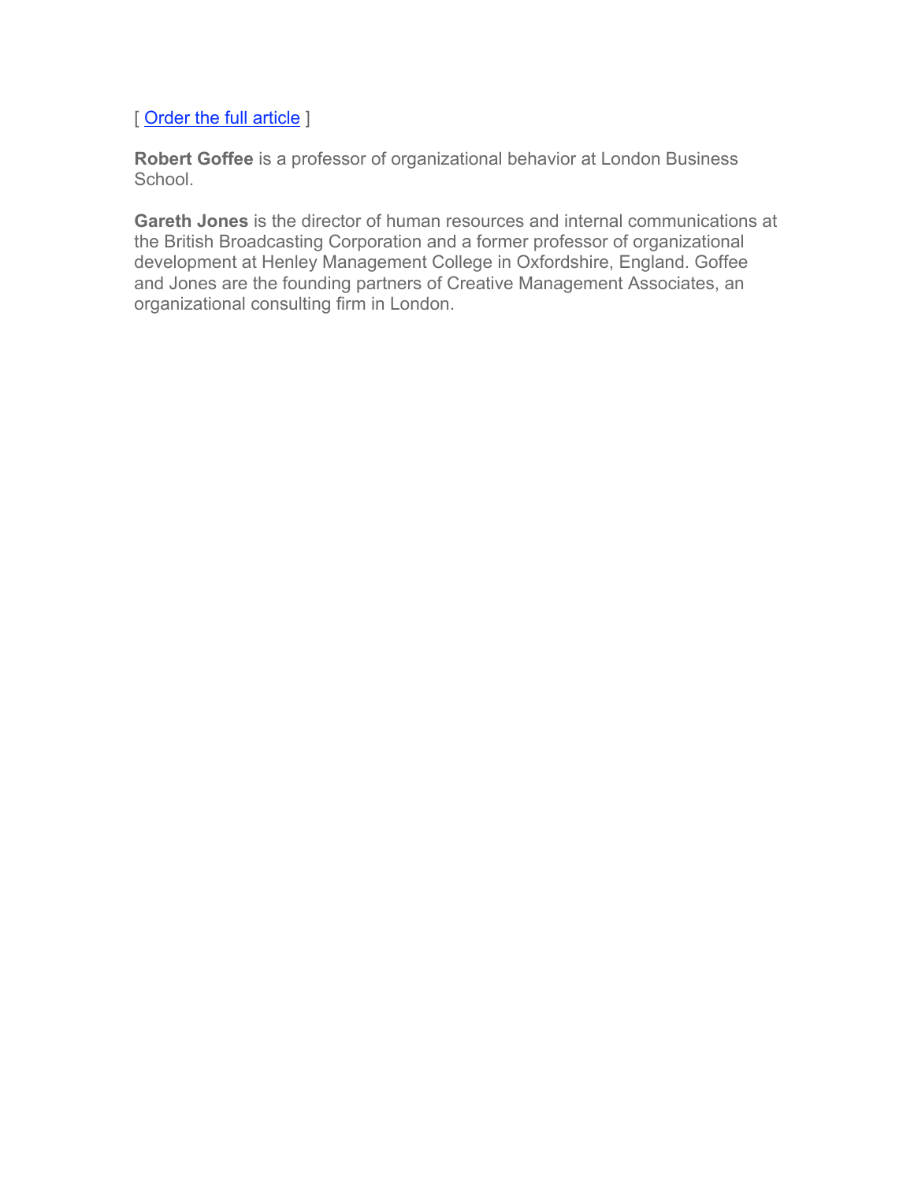[ Order the full article ]

**Robert Goffee** is a professor of organizational behavior at London Business School.

**Gareth Jones** is the director of human resources and internal communications at the British Broadcasting Corporation and a former professor of organizational development at Henley Management College in Oxfordshire, England. Goffee and Jones are the founding partners of Creative Management Associates, an organizational consulting firm in London.